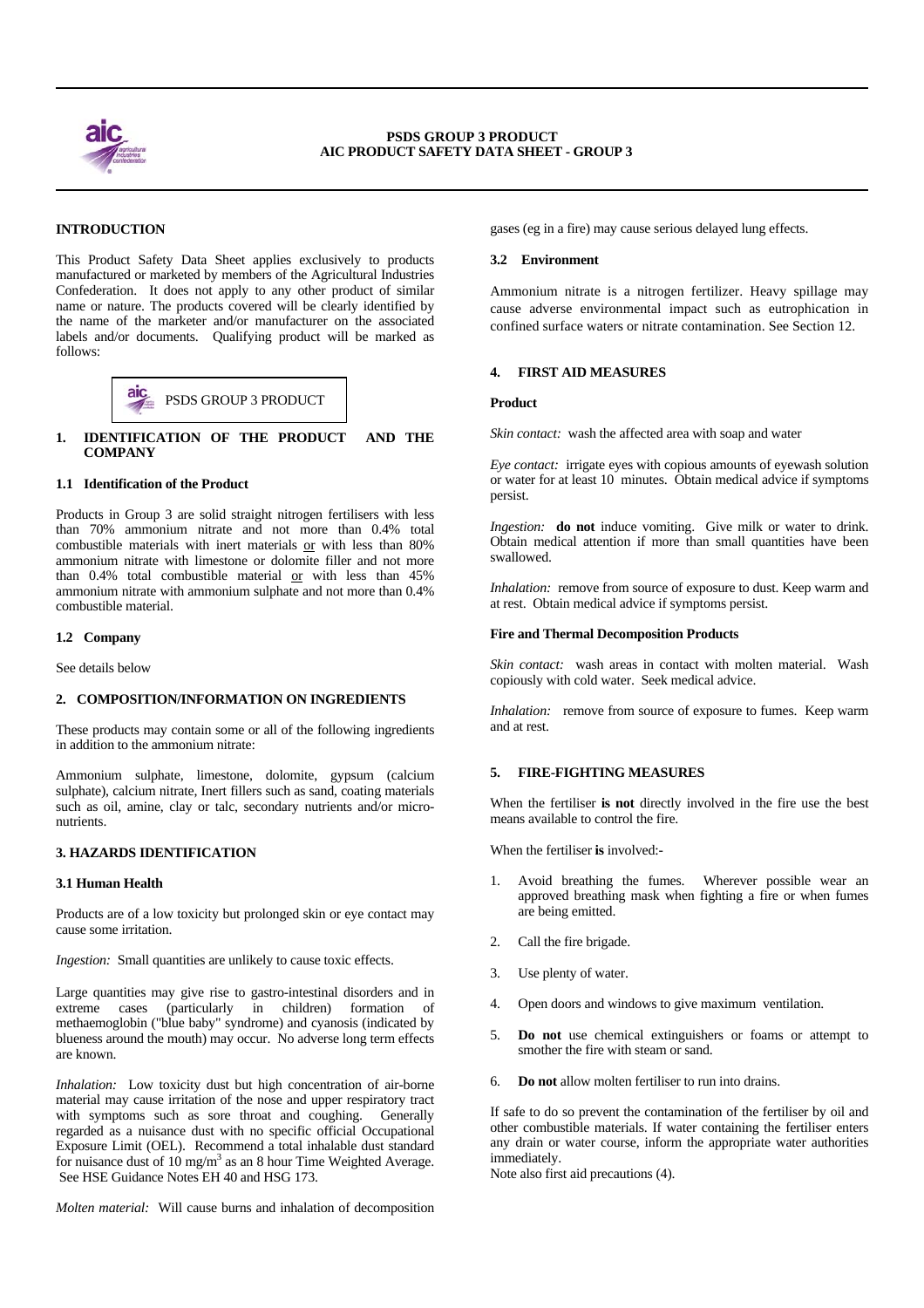**PSDS GROUP 3 PRODUCT**
**AIC PRODUCT SAFETY DATA SHEET - GROUP 3**

## INTRODUCTION

This Product Safety Data Sheet applies exclusively to products manufactured or marketed by members of the Agricultural Industries Confederation. It does not apply to any other product of similar name or nature. The products covered will be clearly identified by the name of the marketer and/or manufacturer on the associated labels and/or documents. Qualifying product will be marked as follows:

PSDS GROUP 3 PRODUCT

## 1. IDENTIFICATION OF THE PRODUCT AND THE COMPANY

### 1.1 Identification of the Product

Products in Group 3 are solid straight nitrogen fertilisers with less than 70% ammonium nitrate and not more than 0.4% total combustible materials with inert materials or with less than 80% ammonium nitrate with limestone or dolomite filler and not more than 0.4% total combustible material or with less than 45% ammonium nitrate with ammonium sulphate and not more than 0.4% combustible material.

### 1.2 Company

See details below

## 2. COMPOSITION/INFORMATION ON INGREDIENTS

These products may contain some or all of the following ingredients in addition to the ammonium nitrate:

Ammonium sulphate, limestone, dolomite, gypsum (calcium sulphate), calcium nitrate, Inert fillers such as sand, coating materials such as oil, amine, clay or talc, secondary nutrients and/or micro-nutrients.

## 3. HAZARDS IDENTIFICATION

### 3.1 Human Health

Products are of a low toxicity but prolonged skin or eye contact may cause some irritation.

*Ingestion:* Small quantities are unlikely to cause toxic effects.

Large quantities may give rise to gastro-intestinal disorders and in extreme cases (particularly in children) formation of methaemoglobin ("blue baby" syndrome) and cyanosis (indicated by blueness around the mouth) may occur. No adverse long term effects are known.

*Inhalation:* Low toxicity dust but high concentration of air-borne material may cause irritation of the nose and upper respiratory tract with symptoms such as sore throat and coughing. Generally regarded as a nuisance dust with no specific official Occupational Exposure Limit (OEL). Recommend a total inhalable dust standard for nuisance dust of 10 $mg/m^3$ as an 8 hour Time Weighted Average. See HSE Guidance Notes EH 40 and HSG 173.

*Molten material:* Will cause burns and inhalation of decomposition gases (eg in a fire) may cause serious delayed lung effects.

### 3.2 Environment

Ammonium nitrate is a nitrogen fertilizer. Heavy spillage may cause adverse environmental impact such as eutrophication in confined surface waters or nitrate contamination. See Section 12.

## 4. FIRST AID MEASURES

**Product**

*Skin contact:* wash the affected area with soap and water

*Eye contact:* irrigate eyes with copious amounts of eyewash solution or water for at least 10 minutes. Obtain medical advice if symptoms persist.

*Ingestion:* **do not** induce vomiting. Give milk or water to drink. Obtain medical attention if more than small quantities have been swallowed.

*Inhalation:* remove from source of exposure to dust. Keep warm and at rest. Obtain medical advice if symptoms persist.

**Fire and Thermal Decomposition Products**

*Skin contact:* wash areas in contact with molten material. Wash copiously with cold water. Seek medical advice.

*Inhalation:* remove from source of exposure to fumes. Keep warm and at rest.

## 5. FIRE-FIGHTING MEASURES

When the fertiliser **is not** directly involved in the fire use the best means available to control the fire.

When the fertiliser **is** involved:-

1. Avoid breathing the fumes. Wherever possible wear an approved breathing mask when fighting a fire or when fumes are being emitted.
2. Call the fire brigade.
3. Use plenty of water.
4. Open doors and windows to give maximum ventilation.
5. **Do not** use chemical extinguishers or foams or attempt to smother the fire with steam or sand.
6. **Do not** allow molten fertiliser to run into drains.

If safe to do so prevent the contamination of the fertiliser by oil and other combustible materials. If water containing the fertiliser enters any drain or water course, inform the appropriate water authorities immediately.
Note also first aid precautions (4).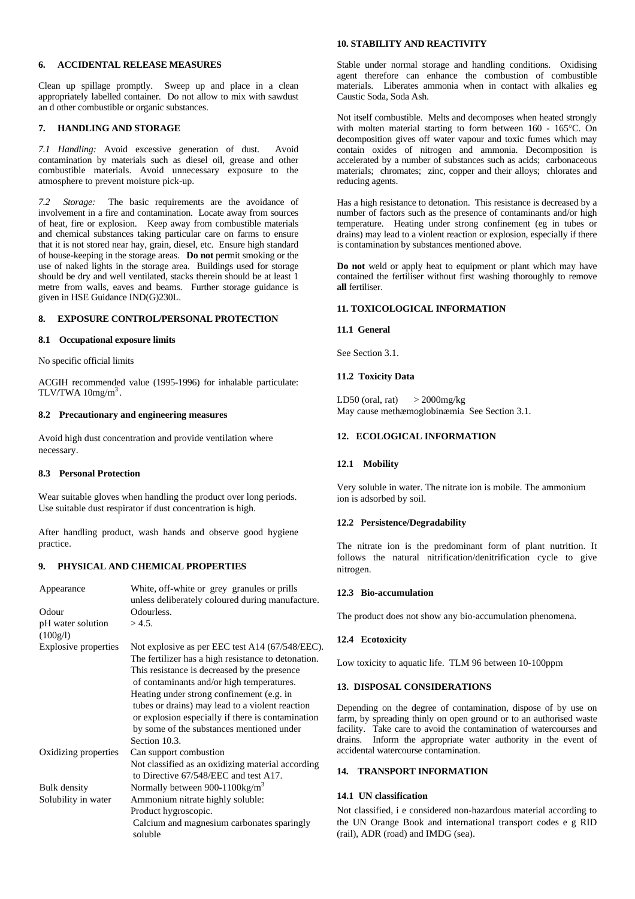## 6. ACCIDENTAL RELEASE MEASURES

Clean up spillage promptly. Sweep up and place in a clean appropriately labelled container. Do not allow to mix with sawdust an d other combustible or organic substances.

## 7. HANDLING AND STORAGE

*7.1 Handling:* Avoid excessive generation of dust. Avoid contamination by materials such as diesel oil, grease and other combustible materials. Avoid unnecessary exposure to the atmosphere to prevent moisture pick-up.

*7.2 Storage:* The basic requirements are the avoidance of involvement in a fire and contamination. Locate away from sources of heat, fire or explosion. Keep away from combustible materials and chemical substances taking particular care on farms to ensure that it is not stored near hay, grain, diesel, etc. Ensure high standard of house-keeping in the storage areas. **Do not** permit smoking or the use of naked lights in the storage area. Buildings used for storage should be dry and well ventilated, stacks therein should be at least 1 metre from walls, eaves and beams. Further storage guidance is given in HSE Guidance IND(G)230L.

## 8. EXPOSURE CONTROL/PERSONAL PROTECTION

### 8.1 Occupational exposure limits

No specific official limits

ACGIH recommended value (1995-1996) for inhalable particulate: TLV/TWA $10mg/m^3$.

### 8.2 Precautionary and engineering measures

Avoid high dust concentration and provide ventilation where necessary.

### 8.3 Personal Protection

Wear suitable gloves when handling the product over long periods. Use suitable dust respirator if dust concentration is high.

After handling product, wash hands and observe good hygiene practice.

## 9. PHYSICAL AND CHEMICAL PROPERTIES

| | |
|---|---|
| Appearance | White, off-white or grey granules or prills unless deliberately coloured during manufacture. |
| Odour | Odourless. |
| pH water solution (100g/l) | > 4.5. |
| Explosive properties | Not explosive as per EEC test A14 (67/548/EEC). The fertilizer has a high resistance to detonation. This resistance is decreased by the presence of contaminants and/or high temperatures. Heating under strong confinement (e.g. in tubes or drains) may lead to a violent reaction or explosion especially if there is contamination by some of the substances mentioned under Section 10.3. |
| Oxidizing properties | Can support combustion<br>Not classified as an oxidizing material according to Directive 67/548/EEC and test A17. |
| Bulk density | Normally between $900\text{-}1100kg/m^3$ |
| Solubility in water | Ammonium nitrate highly soluble:<br>Product hygroscopic.<br>Calcium and magnesium carbonates sparingly soluble |

## 10. STABILITY AND REACTIVITY

Stable under normal storage and handling conditions. Oxidising agent therefore can enhance the combustion of combustible materials. Liberates ammonia when in contact with alkalies eg Caustic Soda, Soda Ash.

Not itself combustible. Melts and decomposes when heated strongly with molten material starting to form between 160 - 165°C. On decomposition gives off water vapour and toxic fumes which may contain oxides of nitrogen and ammonia. Decomposition is accelerated by a number of substances such as acids; carbonaceous materials; chromates; zinc, copper and their alloys; chlorates and reducing agents.

Has a high resistance to detonation. This resistance is decreased by a number of factors such as the presence of contaminants and/or high temperature. Heating under strong confinement (eg in tubes or drains) may lead to a violent reaction or explosion, especially if there is contamination by substances mentioned above.

**Do not** weld or apply heat to equipment or plant which may have contained the fertiliser without first washing thoroughly to remove **all** fertiliser.

## 11. TOXICOLOGICAL INFORMATION

### 11.1 General

See Section 3.1.

### 11.2 Toxicity Data

LD50 (oral, rat) > 2000mg/kg
May cause methæmoglobinæmia See Section 3.1.

## 12. ECOLOGICAL INFORMATION

### 12.1 Mobility

Very soluble in water. The nitrate ion is mobile. The ammonium ion is adsorbed by soil.

### 12.2 Persistence/Degradability

The nitrate ion is the predominant form of plant nutrition. It follows the natural nitrification/denitrification cycle to give nitrogen.

### 12.3 Bio-accumulation

The product does not show any bio-accumulation phenomena.

### 12.4 Ecotoxicity

Low toxicity to aquatic life. TLM 96 between 10-100ppm

## 13. DISPOSAL CONSIDERATIONS

Depending on the degree of contamination, dispose of by use on farm, by spreading thinly on open ground or to an authorised waste facility. Take care to avoid the contamination of watercourses and drains. Inform the appropriate water authority in the event of accidental watercourse contamination.

## 14. TRANSPORT INFORMATION

### 14.1 UN classification

Not classified, i e considered non-hazardous material according to the UN Orange Book and international transport codes e g RID (rail), ADR (road) and IMDG (sea).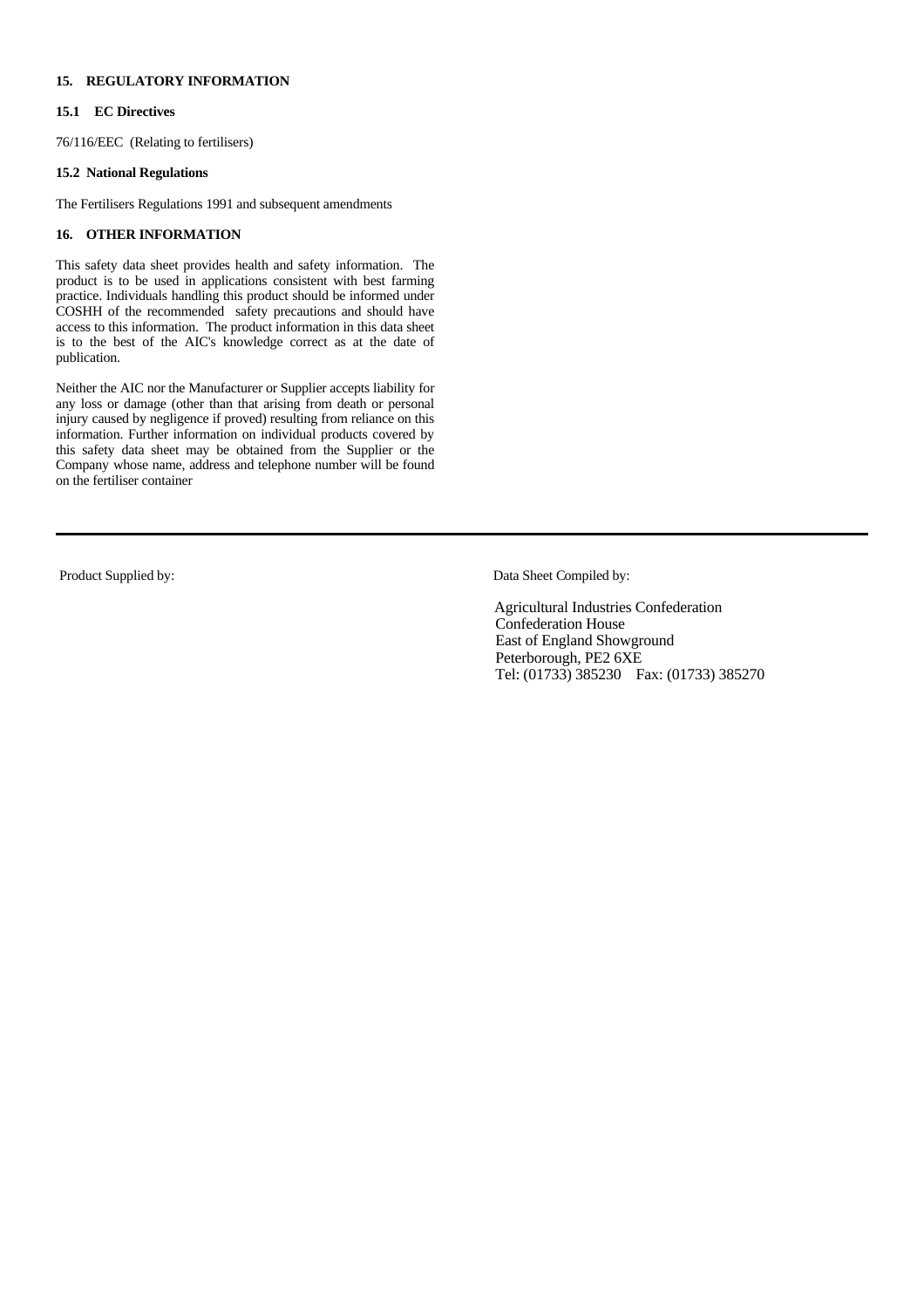## 15. REGULATORY INFORMATION

### 15.1 EC Directives

76/116/EEC (Relating to fertilisers)

### 15.2 National Regulations

The Fertilisers Regulations 1991 and subsequent amendments

## 16. OTHER INFORMATION

This safety data sheet provides health and safety information. The product is to be used in applications consistent with best farming practice. Individuals handling this product should be informed under COSHH of the recommended safety precautions and should have access to this information. The product information in this data sheet is to the best of the AIC's knowledge correct as at the date of publication.

Neither the AIC nor the Manufacturer or Supplier accepts liability for any loss or damage (other than that arising from death or personal injury caused by negligence if proved) resulting from reliance on this information. Further information on individual products covered by this safety data sheet may be obtained from the Supplier or the Company whose name, address and telephone number will be found on the fertiliser container

---

Product Supplied by:

Data Sheet Compiled by:

Agricultural Industries Confederation
Confederation House
East of England Showground
Peterborough, PE2 6XE
Tel: (01733) 385230 Fax: (01733) 385270